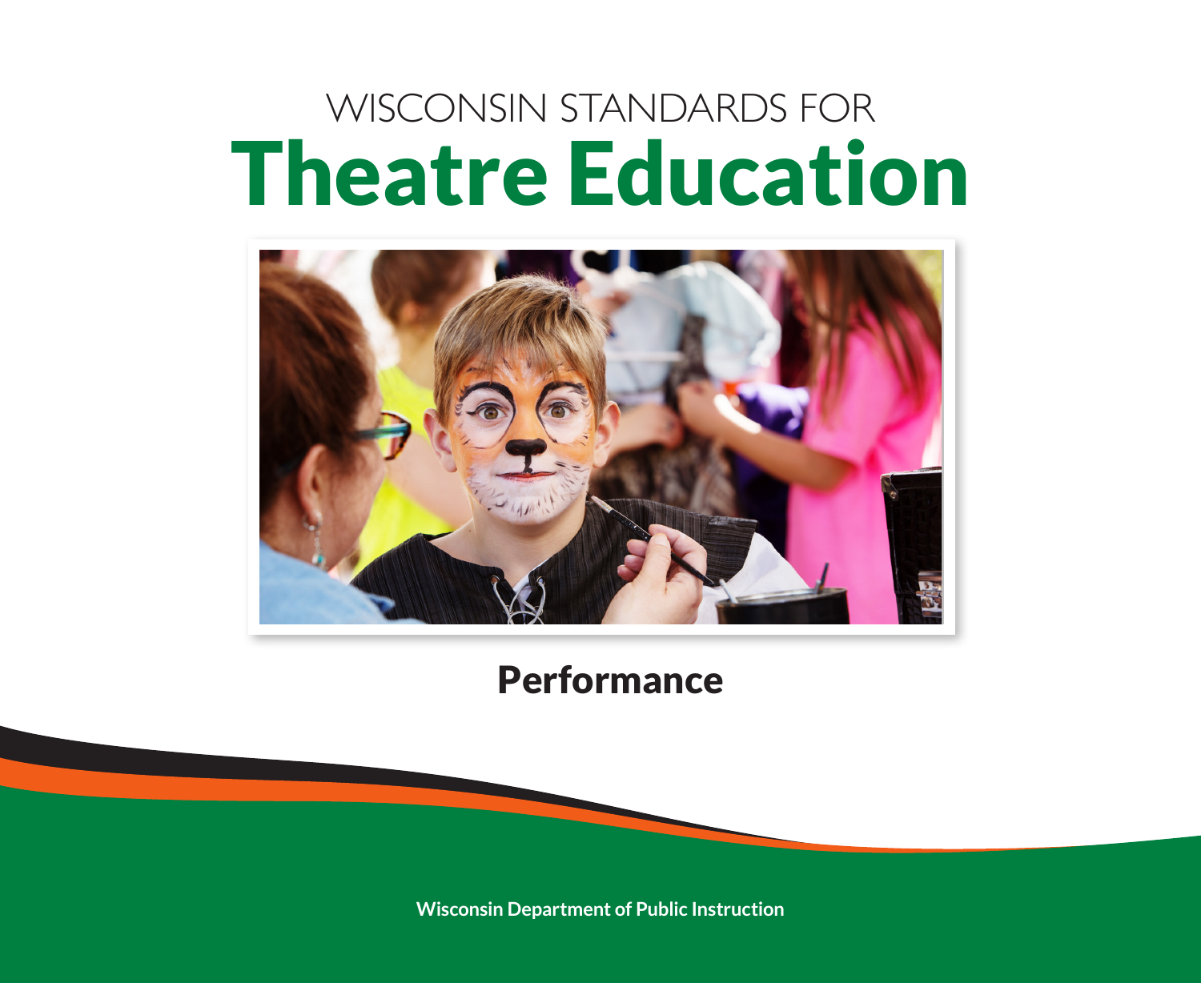# WISCONSIN STANDARDS FOR Theatre Education

## Performance

**Wisconsin Department of Public Instruction**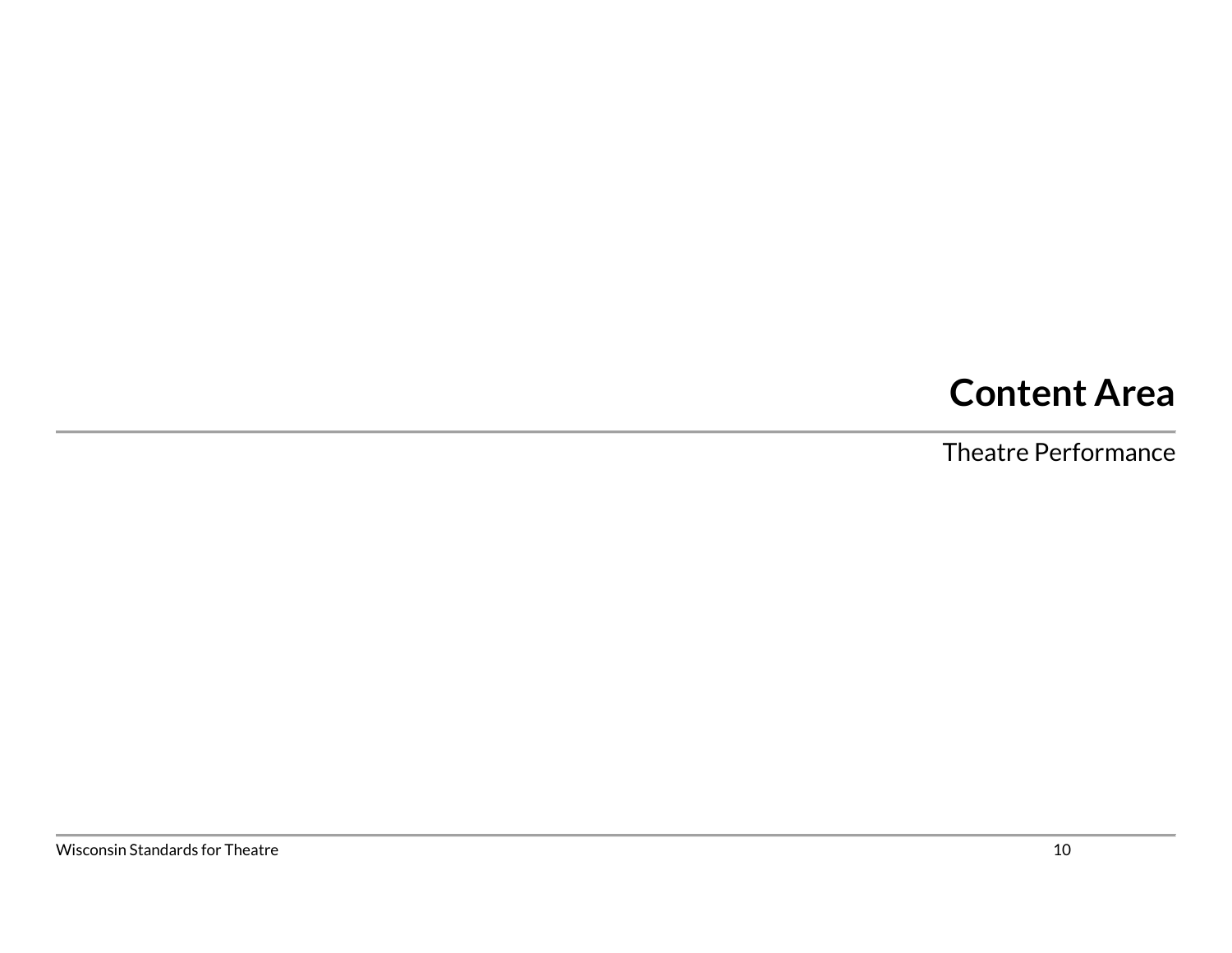# Content Area

Theatre Performance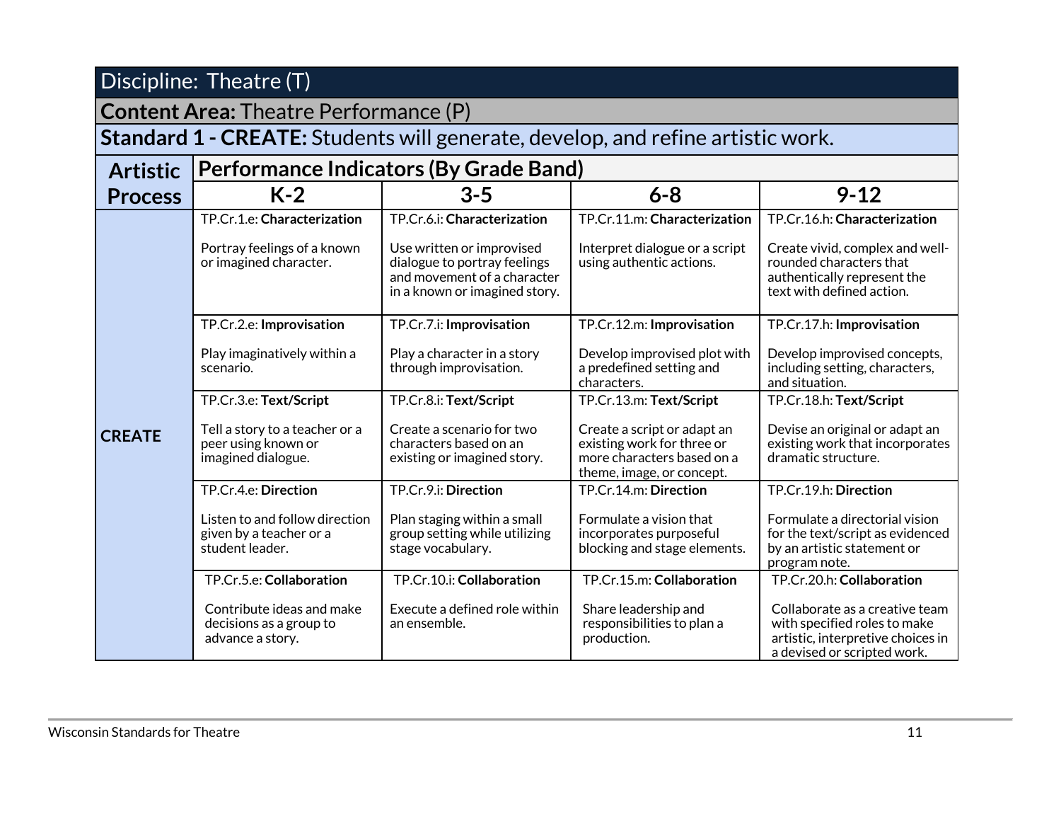| Discipline: Theatre (T) | | | | |
|---|---|---|---|---|
| **Content Area:** Theatre Performance (P) | | | | |
| **Standard 1 - CREATE:** Students will generate, develop, and refine artistic work. | | | | |
| **Artistic Process** | **Performance Indicators (By Grade Band)** | | | |
| | **K-2** | **3-5** | **6-8** | **9-12** |
| **CREATE** | TP.Cr.1.e: **Characterization**<br><br>Portray feelings of a known or imagined character. | TP.Cr.6.i: **Characterization**<br><br>Use written or improvised dialogue to portray feelings and movement of a character in a known or imagined story. | TP.Cr.11.m: **Characterization**<br><br>Interpret dialogue or a script using authentic actions. | TP.Cr.16.h: **Characterization**<br><br>Create vivid, complex and well-rounded characters that authentically represent the text with defined action. |
| | TP.Cr.2.e: **Improvisation**<br><br>Play imaginatively within a scenario. | TP.Cr.7.i: **Improvisation**<br><br>Play a character in a story through improvisation. | TP.Cr.12.m: **Improvisation**<br><br>Develop improvised plot with a predefined setting and characters. | TP.Cr.17.h: **Improvisation**<br><br>Develop improvised concepts, including setting, characters, and situation. |
| | TP.Cr.3.e: **Text/Script**<br><br>Tell a story to a teacher or a peer using known or imagined dialogue. | TP.Cr.8.i: **Text/Script**<br><br>Create a scenario for two characters based on an existing or imagined story. | TP.Cr.13.m: **Text/Script**<br><br>Create a script or adapt an existing work for three or more characters based on a theme, image, or concept. | TP.Cr.18.h: **Text/Script**<br><br>Devise an original or adapt an existing work that incorporates dramatic structure. |
| | TP.Cr.4.e: **Direction**<br><br>Listen to and follow direction given by a teacher or a student leader. | TP.Cr.9.i: **Direction**<br><br>Plan staging within a small group setting while utilizing stage vocabulary. | TP.Cr.14.m: **Direction**<br><br>Formulate a vision that incorporates purposeful blocking and stage elements. | TP.Cr.19.h: **Direction**<br><br>Formulate a directorial vision for the text/script as evidenced by an artistic statement or program note. |
| | TP.Cr.5.e: **Collaboration**<br><br>Contribute ideas and make decisions as a group to advance a story. | TP.Cr.10.i: **Collaboration**<br><br>Execute a defined role within an ensemble. | TP.Cr.15.m: **Collaboration**<br><br>Share leadership and responsibilities to plan a production. | TP.Cr.20.h: **Collaboration**<br><br>Collaborate as a creative team with specified roles to make artistic, interpretive choices in a devised or scripted work. |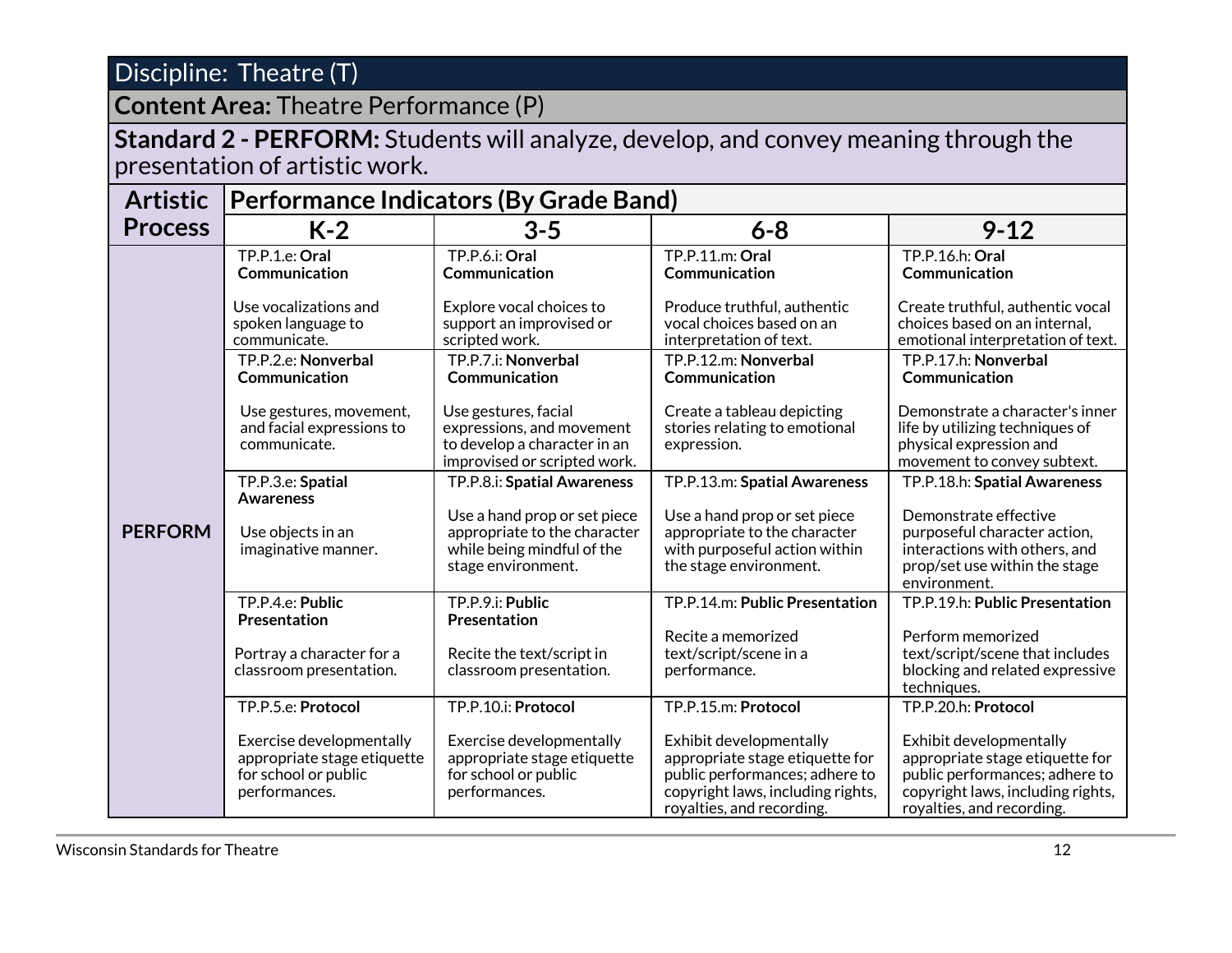# Discipline: Theatre (T)

## **Content Area:** Theatre Performance (P)

**Standard 2 - PERFORM:** Students will analyze, develop, and convey meaning through the presentation of artistic work.

| Artistic Process | Performance Indicators (By Grade Band) | | | |
|---|---|---|---|---|
| | K-2 | 3-5 | 6-8 | 9-12 |
| PERFORM | TP.P.1.e: **Oral Communication**<br><br>Use vocalizations and spoken language to communicate. | TP.P.6.i: **Oral Communication**<br><br>Explore vocal choices to support an improvised or scripted work. | TP.P.11.m: **Oral Communication**<br><br>Produce truthful, authentic vocal choices based on an interpretation of text. | TP.P.16.h: **Oral Communication**<br><br>Create truthful, authentic vocal choices based on an internal, emotional interpretation of text. |
| | TP.P.2.e: **Nonverbal Communication**<br><br>Use gestures, movement, and facial expressions to communicate. | TP.P.7.i: **Nonverbal Communication**<br><br>Use gestures, facial expressions, and movement to develop a character in an improvised or scripted work. | TP.P.12.m: **Nonverbal Communication**<br><br>Create a tableau depicting stories relating to emotional expression. | TP.P.17.h: **Nonverbal Communication**<br><br>Demonstrate a character's inner life by utilizing techniques of physical expression and movement to convey subtext. |
| | TP.P.3.e: **Spatial Awareness**<br><br>Use objects in an imaginative manner. | TP.P.8.i: **Spatial Awareness**<br><br>Use a hand prop or set piece appropriate to the character while being mindful of the stage environment. | TP.P.13.m: **Spatial Awareness**<br><br>Use a hand prop or set piece appropriate to the character with purposeful action within the stage environment. | TP.P.18.h: **Spatial Awareness**<br><br>Demonstrate effective purposeful character action, interactions with others, and prop/set use within the stage environment. |
| | TP.P.4.e: **Public Presentation**<br><br>Portray a character for a classroom presentation. | TP.P.9.i: **Public Presentation**<br><br>Recite the text/script in classroom presentation. | TP.P.14.m: **Public Presentation**<br><br>Recite a memorized text/script/scene in a performance. | TP.P.19.h: **Public Presentation**<br><br>Perform memorized text/script/scene that includes blocking and related expressive techniques. |
| | TP.P.5.e: **Protocol**<br><br>Exercise developmentally appropriate stage etiquette for school or public performances. | TP.P.10.i: **Protocol**<br><br>Exercise developmentally appropriate stage etiquette for school or public performances. | TP.P.15.m: **Protocol**<br><br>Exhibit developmentally appropriate stage etiquette for public performances; adhere to copyright laws, including rights, royalties, and recording. | TP.P.20.h: **Protocol**<br><br>Exhibit developmentally appropriate stage etiquette for public performances; adhere to copyright laws, including rights, royalties, and recording. |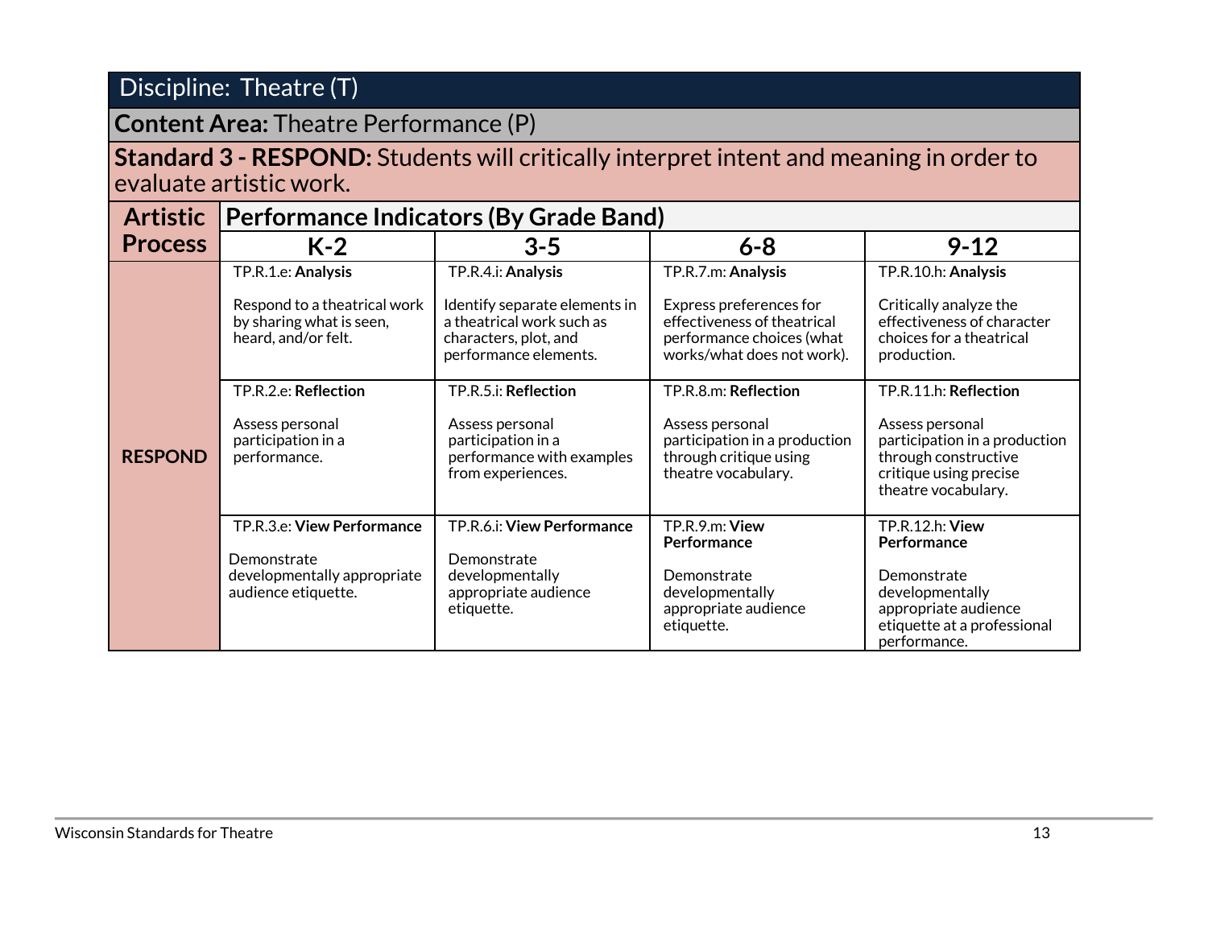## Discipline: Theatre (T)

**Content Area:** Theatre Performance (P)

**Standard 3 - RESPOND:** Students will critically interpret intent and meaning in order to evaluate artistic work.

| Artistic Process | Performance Indicators (By Grade Band) | | | |
|---|---|---|---|---|
| | **K-2** | **3-5** | **6-8** | **9-12** |
| **RESPOND** | TP.R.1.e: **Analysis**<br><br>Respond to a theatrical work by sharing what is seen, heard, and/or felt. | TP.R.4.i: **Analysis**<br><br>Identify separate elements in a theatrical work such as characters, plot, and performance elements. | TP.R.7.m: **Analysis**<br><br>Express preferences for effectiveness of theatrical performance choices (what works/what does not work). | TP.R.10.h: **Analysis**<br><br>Critically analyze the effectiveness of character choices for a theatrical production. |
| | TP.R.2.e: **Reflection**<br><br>Assess personal participation in a performance. | TP.R.5.i: **Reflection**<br><br>Assess personal participation in a performance with examples from experiences. | TP.R.8.m: **Reflection**<br><br>Assess personal participation in a production through critique using theatre vocabulary. | TP.R.11.h: **Reflection**<br><br>Assess personal participation in a production through constructive critique using precise theatre vocabulary. |
| | TP.R.3.e: **View Performance**<br><br>Demonstrate developmentally appropriate audience etiquette. | TP.R.6.i: **View Performance**<br><br>Demonstrate developmentally appropriate audience etiquette. | TP.R.9.m: **View Performance**<br><br>Demonstrate developmentally appropriate audience etiquette. | TP.R.12.h: **View Performance**<br><br>Demonstrate developmentally appropriate audience etiquette at a professional performance. |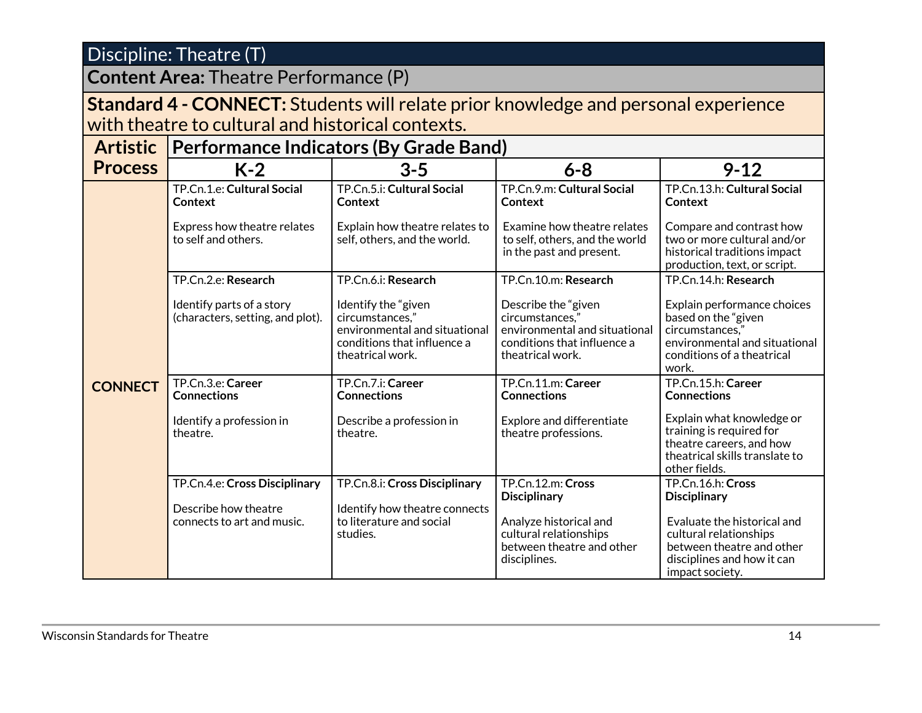| Discipline: Theatre (T) | | | | |
|---|---|---|---|---|
| **Content Area:** Theatre Performance (P) | | | | |
| **Standard 4 - CONNECT:** Students will relate prior knowledge and personal experience with theatre to cultural and historical contexts. | | | | |
| **Artistic Process** | **Performance Indicators (By Grade Band)** | | | |
| | **K-2** | **3-5** | **6-8** | **9-12** |
| **CONNECT** | TP.Cn.1.e: **Cultural Social Context**<br><br>Express how theatre relates to self and others. | TP.Cn.5.i: **Cultural Social Context**<br><br>Explain how theatre relates to self, others, and the world. | TP.Cn.9.m: **Cultural Social Context**<br><br>Examine how theatre relates to self, others, and the world in the past and present. | TP.Cn.13.h: **Cultural Social Context**<br><br>Compare and contrast how two or more cultural and/or historical traditions impact production, text, or script. |
| | TP.Cn.2.e: **Research**<br><br>Identify parts of a story (characters, setting, and plot). | TP.Cn.6.i: **Research**<br><br>Identify the "given circumstances," environmental and situational conditions that influence a theatrical work. | TP.Cn.10.m: **Research**<br><br>Describe the "given circumstances," environmental and situational conditions that influence a theatrical work. | TP.Cn.14.h: **Research**<br><br>Explain performance choices based on the "given circumstances," environmental and situational conditions of a theatrical work. |
| | TP.Cn.3.e: **Career Connections**<br><br>Identify a profession in theatre. | TP.Cn.7.i: **Career Connections**<br><br>Describe a profession in theatre. | TP.Cn.11.m: **Career Connections**<br><br>Explore and differentiate theatre professions. | TP.Cn.15.h: **Career Connections**<br><br>Explain what knowledge or training is required for theatre careers, and how theatrical skills translate to other fields. |
| | TP.Cn.4.e: **Cross Disciplinary**<br><br>Describe how theatre connects to art and music. | TP.Cn.8.i: **Cross Disciplinary**<br><br>Identify how theatre connects to literature and social studies. | TP.Cn.12.m: **Cross Disciplinary**<br><br>Analyze historical and cultural relationships between theatre and other disciplines. | TP.Cn.16.h: **Cross Disciplinary**<br><br>Evaluate the historical and cultural relationships between theatre and other disciplines and how it can impact society. |